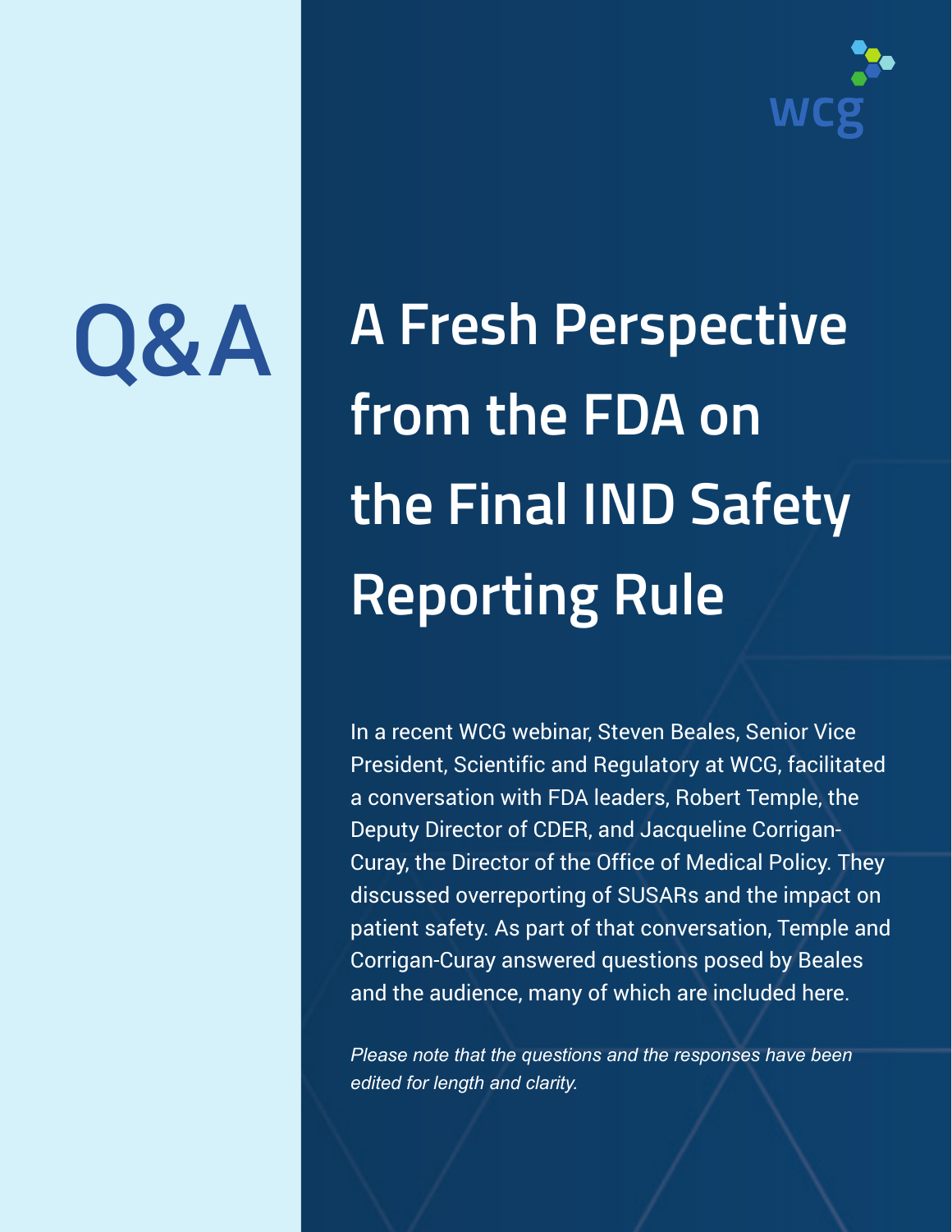Q&A

# A Fresh Perspective from the FDA on the Final IND Safety Reporting Rule

In a recent WCG webinar, Steven Beales, Senior Vice President, Scientific and Regulatory at WCG, facilitated a conversation with FDA leaders, Robert Temple, the Deputy Director of CDER, and Jacqueline Corrigan-Curay, the Director of the Office of Medical Policy. They discussed overreporting of SUSARs and the impact on patient safety. As part of that conversation, Temple and Corrigan-Curay answered questions posed by Beales and the audience, many of which are included here.

*Please note that the questions and the responses have been edited for length and clarity.*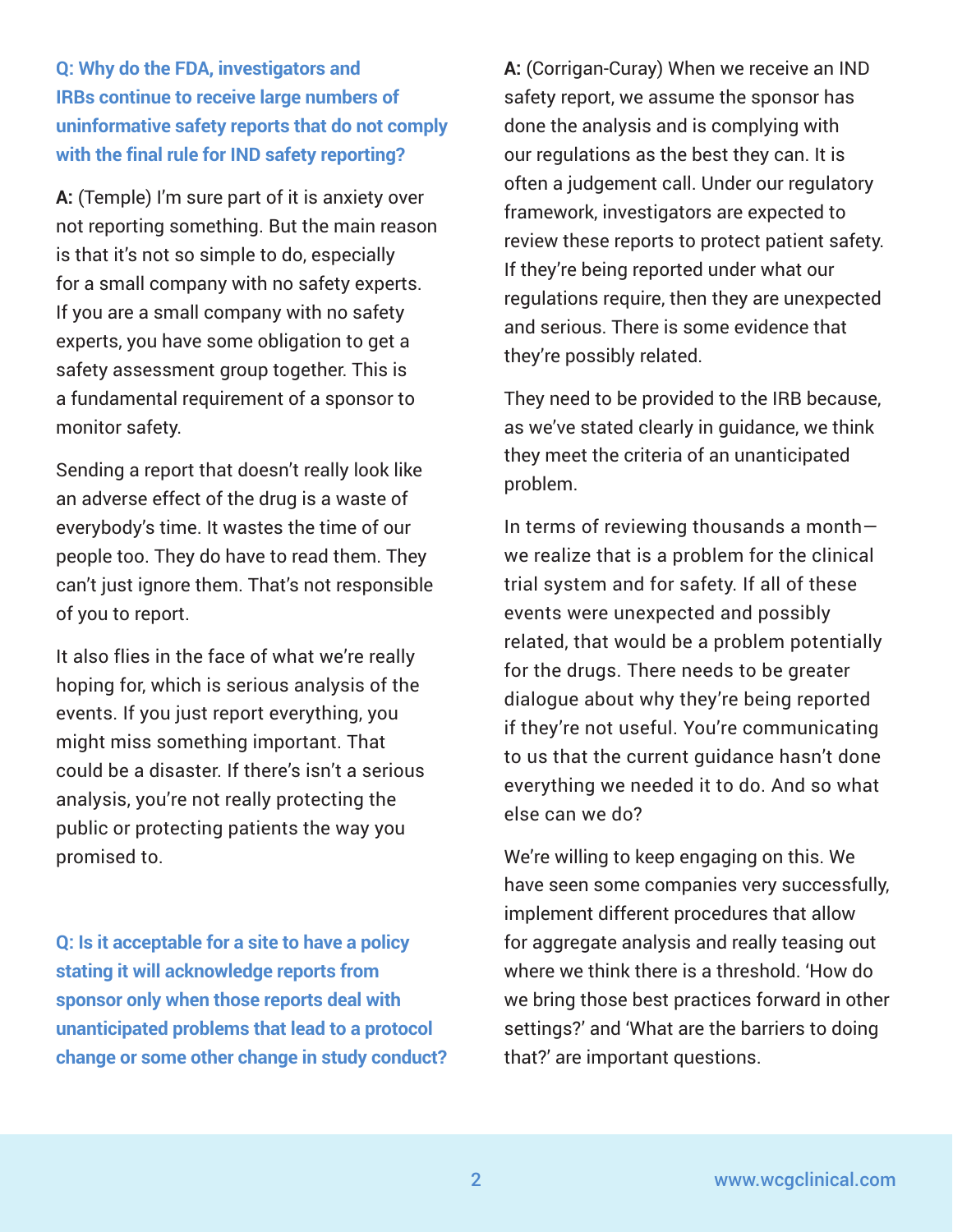**Q: Why do the FDA, investigators and IRBs continue to receive large numbers of uninformative safety reports that do not comply with the final rule for IND safety reporting?**

**A:** (Temple) I'm sure part of it is anxiety over not reporting something. But the main reason is that it's not so simple to do, especially for a small company with no safety experts. If you are a small company with no safety experts, you have some obligation to get a safety assessment group together. This is a fundamental requirement of a sponsor to monitor safety.

Sending a report that doesn't really look like an adverse effect of the drug is a waste of everybody's time. It wastes the time of our people too. They do have to read them. They can't just ignore them. That's not responsible of you to report.

It also flies in the face of what we're really hoping for, which is serious analysis of the events. If you just report everything, you might miss something important. That could be a disaster. If there's isn't a serious analysis, you're not really protecting the public or protecting patients the way you promised to.

**Q: Is it acceptable for a site to have a policy stating it will acknowledge reports from sponsor only when those reports deal with unanticipated problems that lead to a protocol change or some other change in study conduct?**

**A:** (Corrigan-Curay) When we receive an IND safety report, we assume the sponsor has done the analysis and is complying with our regulations as the best they can. It is often a judgement call. Under our regulatory framework, investigators are expected to review these reports to protect patient safety. If they're being reported under what our regulations require, then they are unexpected and serious. There is some evidence that they're possibly related.

They need to be provided to the IRB because, as we've stated clearly in guidance, we think they meet the criteria of an unanticipated problem.

In terms of reviewing thousands a month—we realize that is a problem for the clinical trial system and for safety. If all of these events were unexpected and possibly related, that would be a problem potentially for the drugs. There needs to be greater dialogue about why they're being reported if they're not useful. You're communicating to us that the current guidance hasn't done everything we needed it to do. And so what else can we do?

We're willing to keep engaging on this. We have seen some companies very successfully, implement different procedures that allow for aggregate analysis and really teasing out where we think there is a threshold. 'How do we bring those best practices forward in other settings?' and 'What are the barriers to doing that?' are important questions.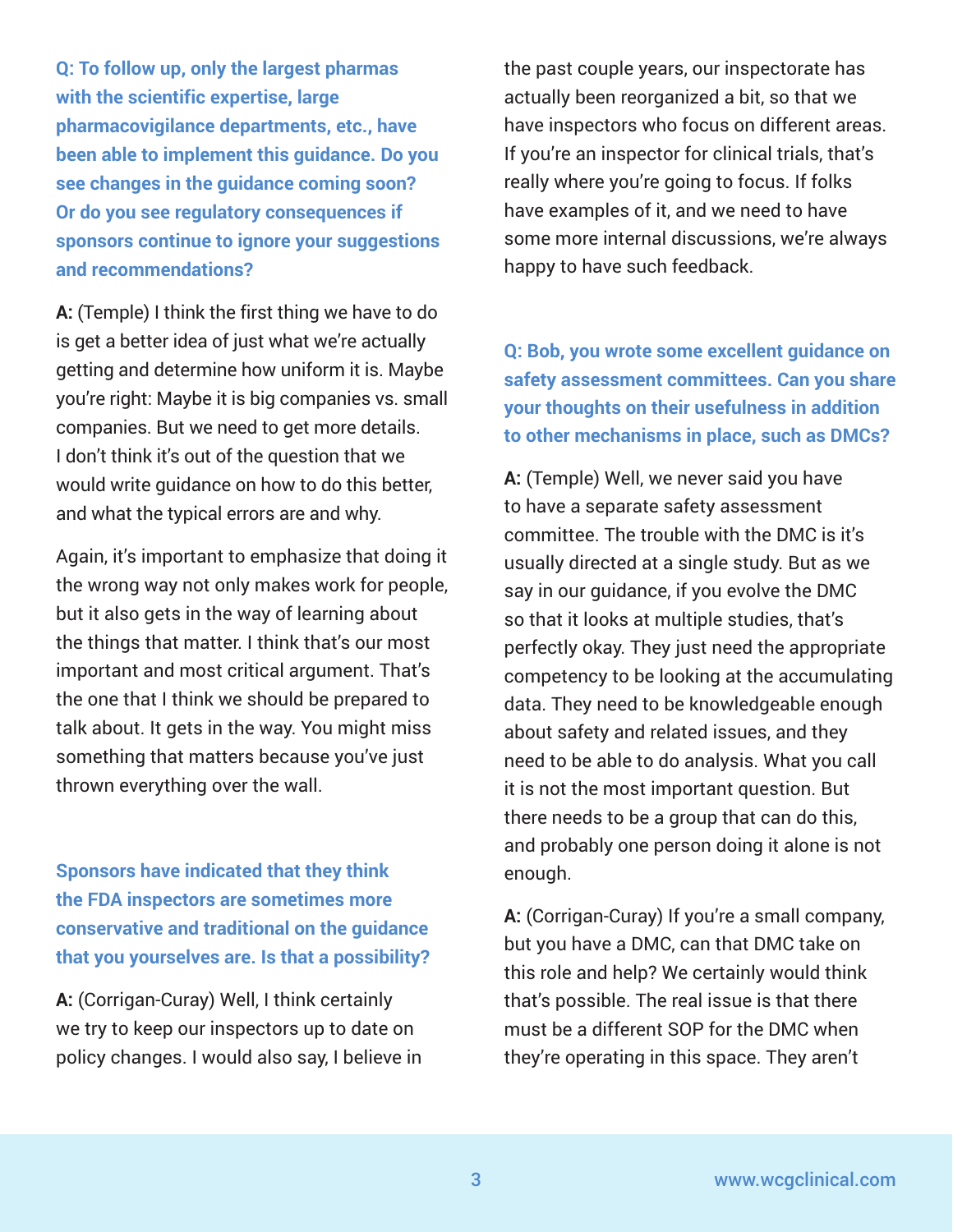**Q: To follow up, only the largest pharmas with the scientific expertise, large pharmacovigilance departments, etc., have been able to implement this guidance. Do you see changes in the guidance coming soon? Or do you see regulatory consequences if sponsors continue to ignore your suggestions and recommendations?**

**A:** (Temple) I think the first thing we have to do is get a better idea of just what we're actually getting and determine how uniform it is. Maybe you're right: Maybe it is big companies vs. small companies. But we need to get more details. I don't think it's out of the question that we would write guidance on how to do this better, and what the typical errors are and why.

Again, it's important to emphasize that doing it the wrong way not only makes work for people, but it also gets in the way of learning about the things that matter. I think that's our most important and most critical argument. That's the one that I think we should be prepared to talk about. It gets in the way. You might miss something that matters because you've just thrown everything over the wall.

**Sponsors have indicated that they think the FDA inspectors are sometimes more conservative and traditional on the guidance that you yourselves are. Is that a possibility?**

**A:** (Corrigan-Curay) Well, I think certainly we try to keep our inspectors up to date on policy changes. I would also say, I believe in the past couple years, our inspectorate has actually been reorganized a bit, so that we have inspectors who focus on different areas. If you're an inspector for clinical trials, that's really where you're going to focus. If folks have examples of it, and we need to have some more internal discussions, we're always happy to have such feedback.

**Q: Bob, you wrote some excellent guidance on safety assessment committees. Can you share your thoughts on their usefulness in addition to other mechanisms in place, such as DMCs?**

**A:** (Temple) Well, we never said you have to have a separate safety assessment committee. The trouble with the DMC is it's usually directed at a single study. But as we say in our guidance, if you evolve the DMC so that it looks at multiple studies, that's perfectly okay. They just need the appropriate competency to be looking at the accumulating data. They need to be knowledgeable enough about safety and related issues, and they need to be able to do analysis. What you call it is not the most important question. But there needs to be a group that can do this, and probably one person doing it alone is not enough.

**A:** (Corrigan-Curay) If you're a small company, but you have a DMC, can that DMC take on this role and help? We certainly would think that's possible. The real issue is that there must be a different SOP for the DMC when they're operating in this space. They aren't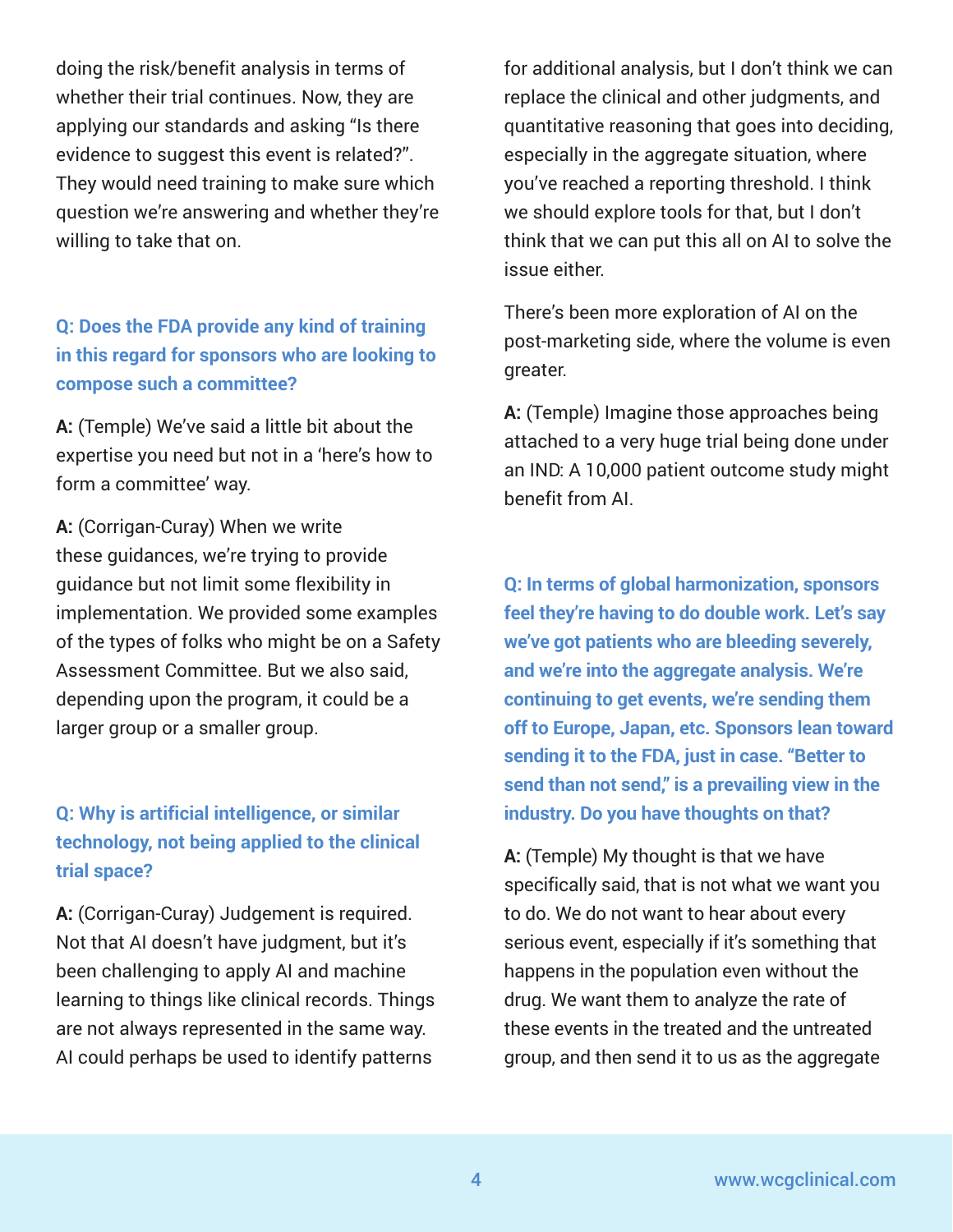doing the risk/benefit analysis in terms of whether their trial continues. Now, they are applying our standards and asking "Is there evidence to suggest this event is related?". They would need training to make sure which question we're answering and whether they're willing to take that on.

**Q: Does the FDA provide any kind of training in this regard for sponsors who are looking to compose such a committee?**

**A:** (Temple) We've said a little bit about the expertise you need but not in a 'here's how to form a committee' way.

**A:** (Corrigan-Curay) When we write these guidances, we're trying to provide guidance but not limit some flexibility in implementation. We provided some examples of the types of folks who might be on a Safety Assessment Committee. But we also said, depending upon the program, it could be a larger group or a smaller group.

**Q: Why is artificial intelligence, or similar technology, not being applied to the clinical trial space?**

**A:** (Corrigan-Curay) Judgement is required. Not that AI doesn't have judgment, but it's been challenging to apply AI and machine learning to things like clinical records. Things are not always represented in the same way. AI could perhaps be used to identify patterns for additional analysis, but I don't think we can replace the clinical and other judgments, and quantitative reasoning that goes into deciding, especially in the aggregate situation, where you've reached a reporting threshold. I think we should explore tools for that, but I don't think that we can put this all on AI to solve the issue either.

There's been more exploration of AI on the post-marketing side, where the volume is even greater.

**A:** (Temple) Imagine those approaches being attached to a very huge trial being done under an IND: A 10,000 patient outcome study might benefit from AI.

**Q: In terms of global harmonization, sponsors feel they're having to do double work. Let's say we've got patients who are bleeding severely, and we're into the aggregate analysis. We're continuing to get events, we're sending them off to Europe, Japan, etc. Sponsors lean toward sending it to the FDA, just in case. "Better to send than not send," is a prevailing view in the industry. Do you have thoughts on that?**

**A:** (Temple) My thought is that we have specifically said, that is not what we want you to do. We do not want to hear about every serious event, especially if it's something that happens in the population even without the drug. We want them to analyze the rate of these events in the treated and the untreated group, and then send it to us as the aggregate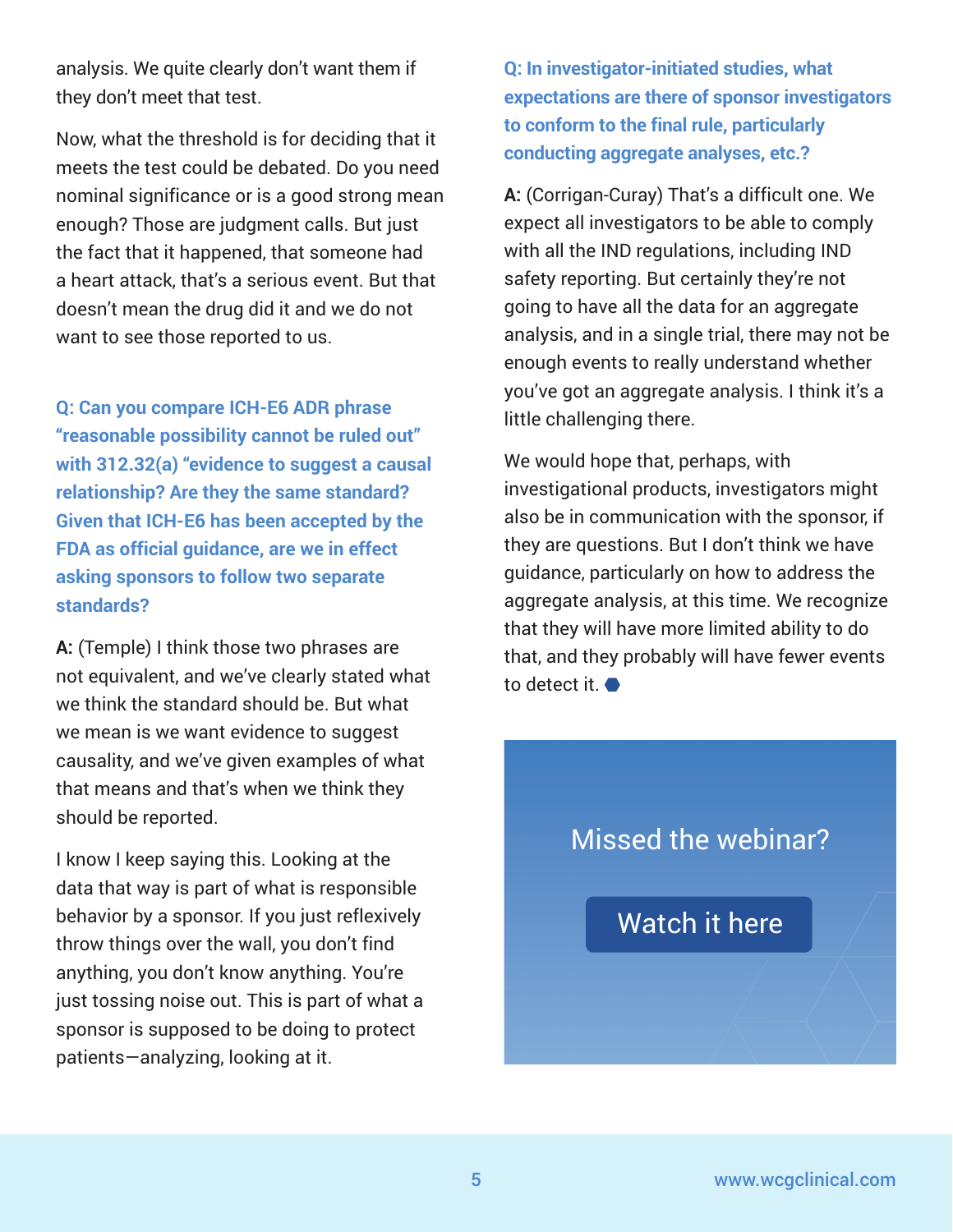analysis. We quite clearly don't want them if they don't meet that test.

Now, what the threshold is for deciding that it meets the test could be debated. Do you need nominal significance or is a good strong mean enough? Those are judgment calls. But just the fact that it happened, that someone had a heart attack, that's a serious event. But that doesn't mean the drug did it and we do not want to see those reported to us.

**Q: Can you compare ICH-E6 ADR phrase "reasonable possibility cannot be ruled out" with 312.32(a) "evidence to suggest a causal relationship? Are they the same standard? Given that ICH-E6 has been accepted by the FDA as official guidance, are we in effect asking sponsors to follow two separate standards?**

**A:** (Temple) I think those two phrases are not equivalent, and we've clearly stated what we think the standard should be. But what we mean is we want evidence to suggest causality, and we've given examples of what that means and that's when we think they should be reported.

I know I keep saying this. Looking at the data that way is part of what is responsible behavior by a sponsor. If you just reflexively throw things over the wall, you don't find anything, you don't know anything. You're just tossing noise out. This is part of what a sponsor is supposed to be doing to protect patients—analyzing, looking at it.

**Q: In investigator-initiated studies, what expectations are there of sponsor investigators to conform to the final rule, particularly conducting aggregate analyses, etc.?**

**A:** (Corrigan-Curay) That's a difficult one. We expect all investigators to be able to comply with all the IND regulations, including IND safety reporting. But certainly they're not going to have all the data for an aggregate analysis, and in a single trial, there may not be enough events to really understand whether you've got an aggregate analysis. I think it's a little challenging there.

We would hope that, perhaps, with investigational products, investigators might also be in communication with the sponsor, if they are questions. But I don't think we have guidance, particularly on how to address the aggregate analysis, at this time. We recognize that they will have more limited ability to do that, and they probably will have fewer events to detect it.

Missed the webinar?

Watch it here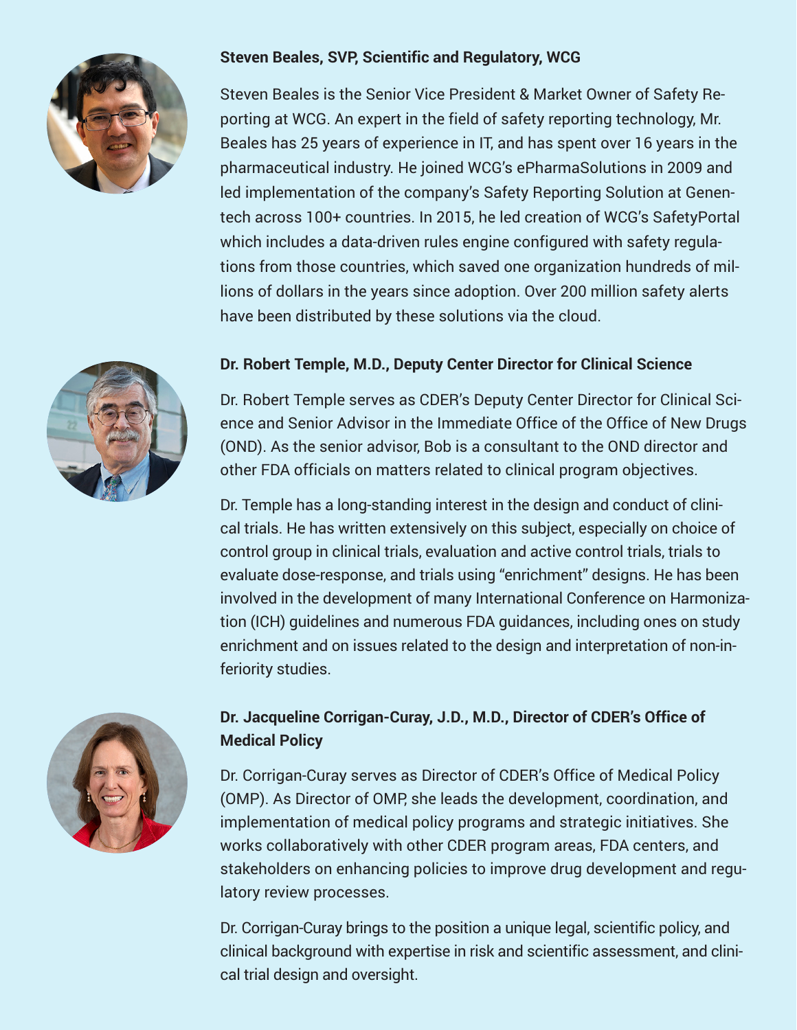**Steven Beales, SVP, Scientific and Regulatory, WCG**

Steven Beales is the Senior Vice President & Market Owner of Safety Reporting at WCG. An expert in the field of safety reporting technology, Mr. Beales has 25 years of experience in IT, and has spent over 16 years in the pharmaceutical industry. He joined WCG's ePharmaSolutions in 2009 and led implementation of the company's Safety Reporting Solution at Genentech across 100+ countries. In 2015, he led creation of WCG's SafetyPortal which includes a data-driven rules engine configured with safety regulations from those countries, which saved one organization hundreds of millions of dollars in the years since adoption. Over 200 million safety alerts have been distributed by these solutions via the cloud.

**Dr. Robert Temple, M.D., Deputy Center Director for Clinical Science**

Dr. Robert Temple serves as CDER's Deputy Center Director for Clinical Science and Senior Advisor in the Immediate Office of the Office of New Drugs (OND). As the senior advisor, Bob is a consultant to the OND director and other FDA officials on matters related to clinical program objectives.

Dr. Temple has a long-standing interest in the design and conduct of clinical trials. He has written extensively on this subject, especially on choice of control group in clinical trials, evaluation and active control trials, trials to evaluate dose-response, and trials using "enrichment" designs. He has been involved in the development of many International Conference on Harmonization (ICH) guidelines and numerous FDA guidances, including ones on study enrichment and on issues related to the design and interpretation of non-inferiority studies.

**Dr. Jacqueline Corrigan-Curay, J.D., M.D., Director of CDER's Office of Medical Policy**

Dr. Corrigan-Curay serves as Director of CDER's Office of Medical Policy (OMP). As Director of OMP, she leads the development, coordination, and implementation of medical policy programs and strategic initiatives. She works collaboratively with other CDER program areas, FDA centers, and stakeholders on enhancing policies to improve drug development and regulatory review processes.

Dr. Corrigan-Curay brings to the position a unique legal, scientific policy, and clinical background with expertise in risk and scientific assessment, and clinical trial design and oversight.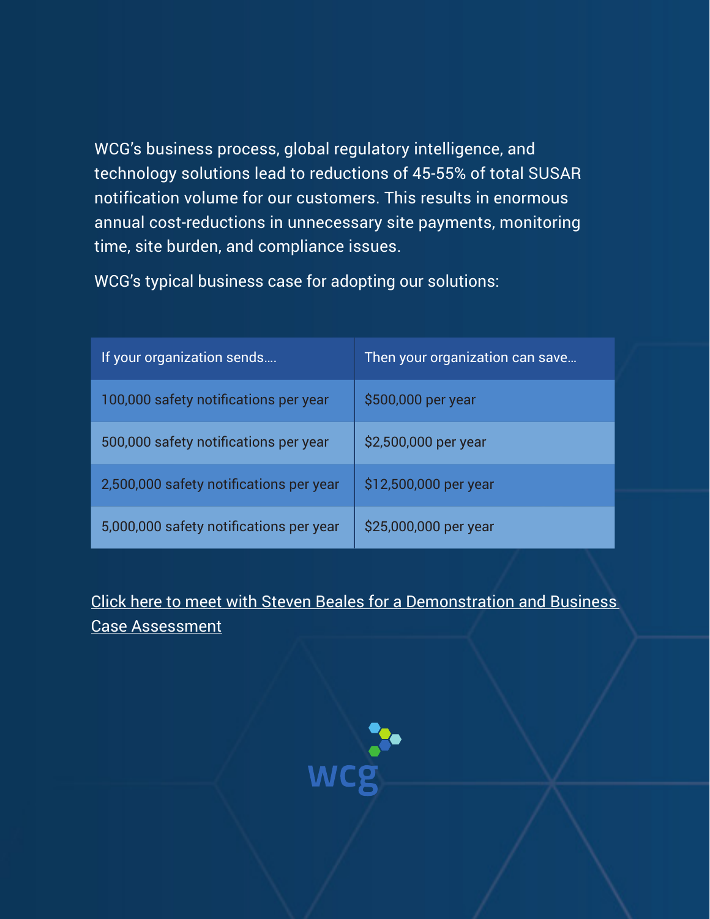WCG's business process, global regulatory intelligence, and technology solutions lead to reductions of 45-55% of total SUSAR notification volume for our customers. This results in enormous annual cost-reductions in unnecessary site payments, monitoring time, site burden, and compliance issues.

WCG's typical business case for adopting our solutions:

| If your organization sends.... | Then your organization can save... |
|---|---|
| 100,000 safety notifications per year | $500,000 per year |
| 500,000 safety notifications per year | $2,500,000 per year |
| 2,500,000 safety notifications per year | $12,500,000 per year |
| 5,000,000 safety notifications per year | $25,000,000 per year |

Click here to meet with Steven Beales for a Demonstration and Business Case Assessment

wcg